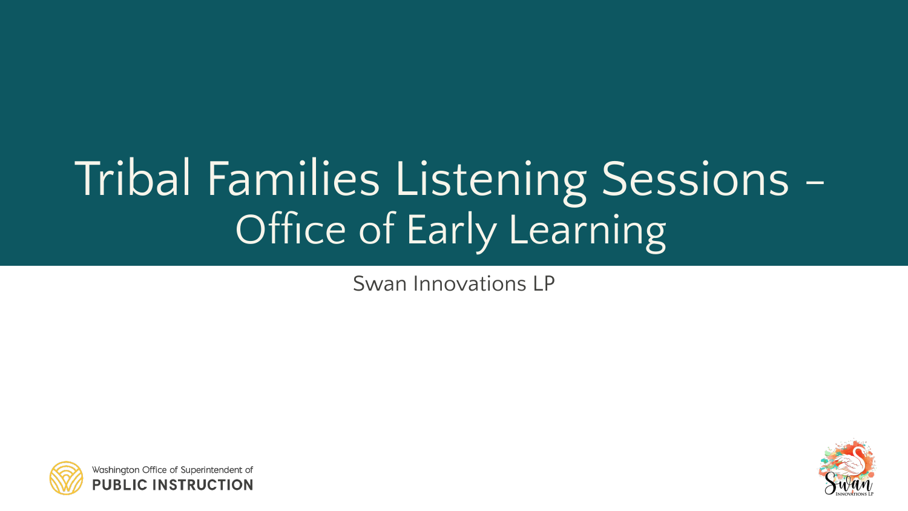# Tribal Families Listening Sessions – Office of Early Learning

Swan Innovations LP

Washington Office of Superintendent of
**PUBLIC INSTRUCTION**

Swan
INNOVATIONS LP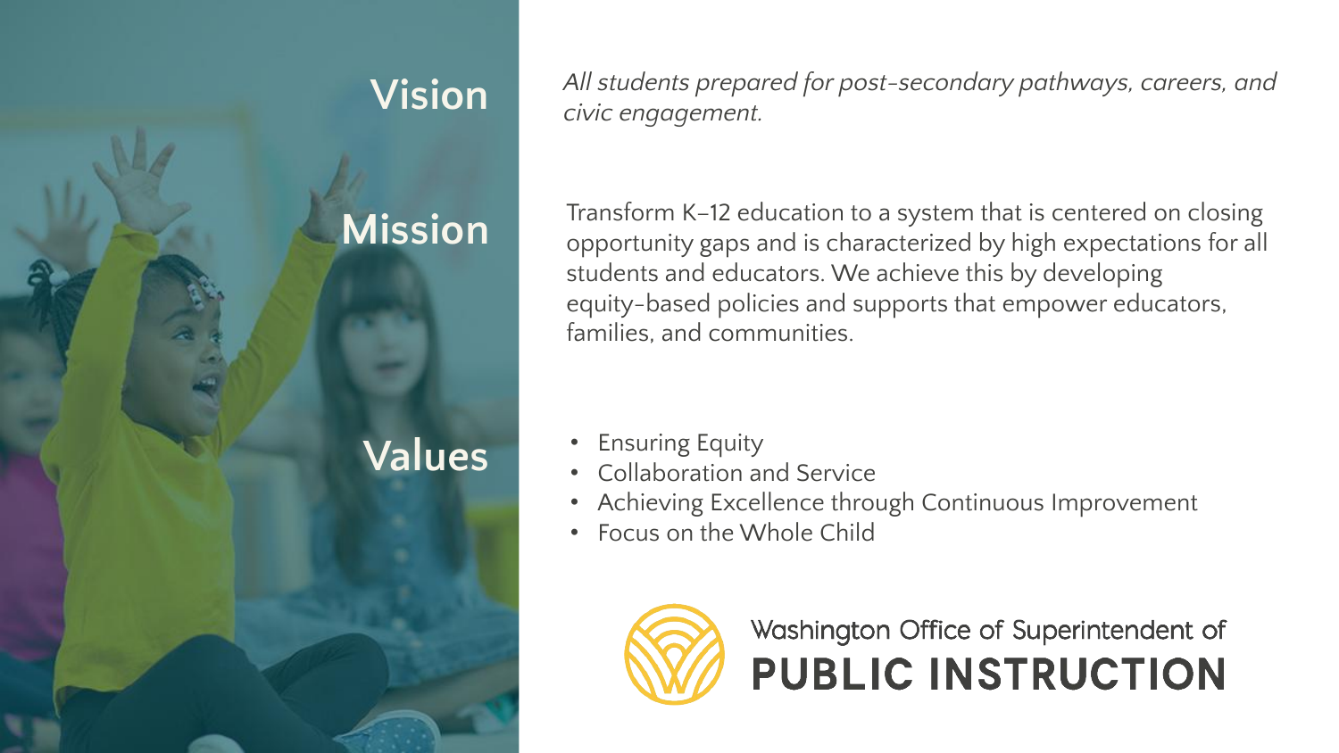## Vision

*All students prepared for post-secondary pathways, careers, and civic engagement.*

## Mission

Transform K–12 education to a system that is centered on closing opportunity gaps and is characterized by high expectations for all students and educators. We achieve this by developing equity-based policies and supports that empower educators, families, and communities.

## Values

- Ensuring Equity
- Collaboration and Service
- Achieving Excellence through Continuous Improvement
- Focus on the Whole Child

Washington Office of Superintendent of
**PUBLIC INSTRUCTION**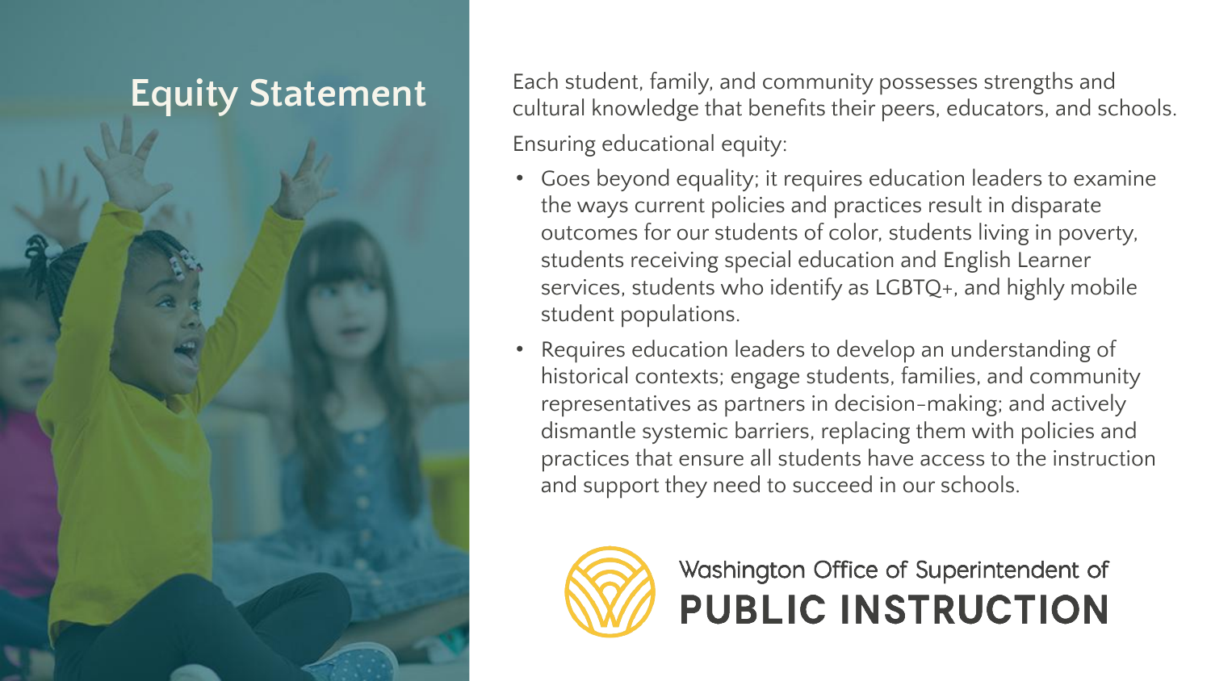# Equity Statement

Each student, family, and community possesses strengths and cultural knowledge that benefits their peers, educators, and schools.

Ensuring educational equity:

- Goes beyond equality; it requires education leaders to examine the ways current policies and practices result in disparate outcomes for our students of color, students living in poverty, students receiving special education and English Learner services, students who identify as LGBTQ+, and highly mobile student populations.
- Requires education leaders to develop an understanding of historical contexts; engage students, families, and community representatives as partners in decision-making; and actively dismantle systemic barriers, replacing them with policies and practices that ensure all students have access to the instruction and support they need to succeed in our schools.

Washington Office of Superintendent of **PUBLIC INSTRUCTION**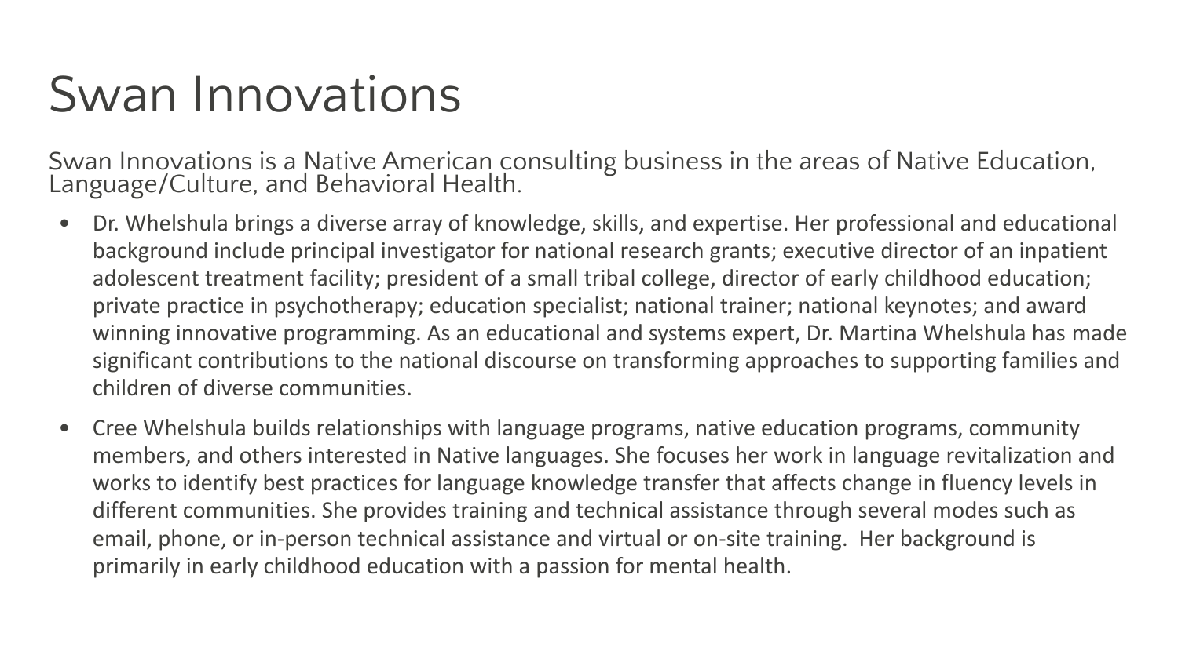# Swan Innovations

Swan Innovations is a Native American consulting business in the areas of Native Education, Language/Culture, and Behavioral Health.

- Dr. Whelshula brings a diverse array of knowledge, skills, and expertise. Her professional and educational background include principal investigator for national research grants; executive director of an inpatient adolescent treatment facility; president of a small tribal college, director of early childhood education; private practice in psychotherapy; education specialist; national trainer; national keynotes; and award winning innovative programming. As an educational and systems expert, Dr. Martina Whelshula has made significant contributions to the national discourse on transforming approaches to supporting families and children of diverse communities.
- Cree Whelshula builds relationships with language programs, native education programs, community members, and others interested in Native languages. She focuses her work in language revitalization and works to identify best practices for language knowledge transfer that affects change in fluency levels in different communities. She provides training and technical assistance through several modes such as email, phone, or in-person technical assistance and virtual or on-site training. Her background is primarily in early childhood education with a passion for mental health.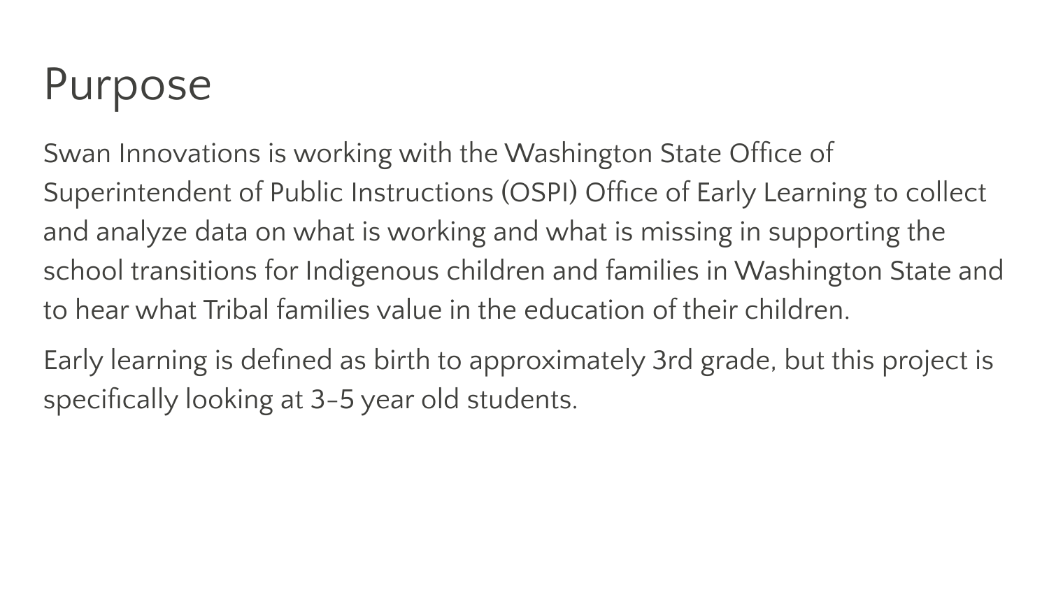# Purpose

Swan Innovations is working with the Washington State Office of Superintendent of Public Instructions (OSPI) Office of Early Learning to collect and analyze data on what is working and what is missing in supporting the school transitions for Indigenous children and families in Washington State and to hear what Tribal families value in the education of their children.

Early learning is defined as birth to approximately 3rd grade, but this project is specifically looking at 3-5 year old students.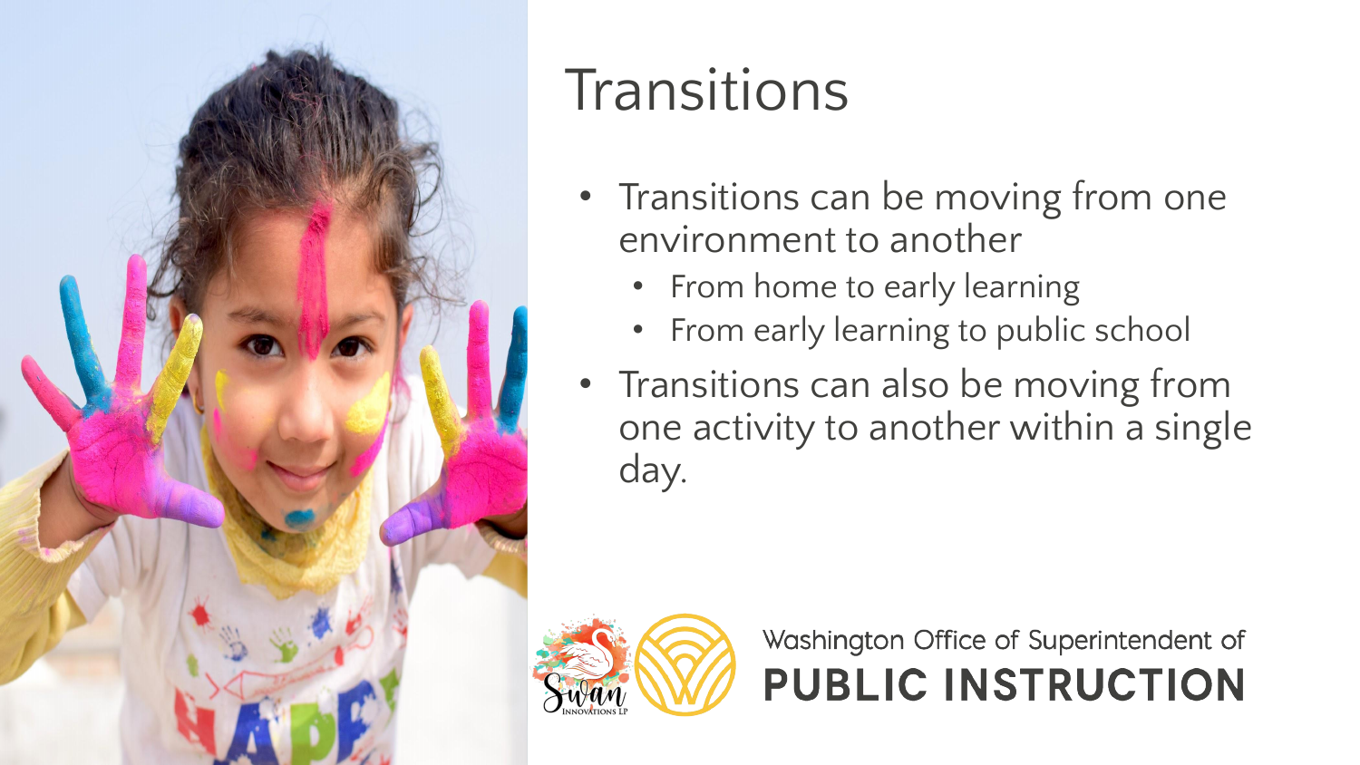# Transitions

- Transitions can be moving from one environment to another
  - From home to early learning
  - From early learning to public school
- Transitions can also be moving from one activity to another within a single day.

Washington Office of Superintendent of
**PUBLIC INSTRUCTION**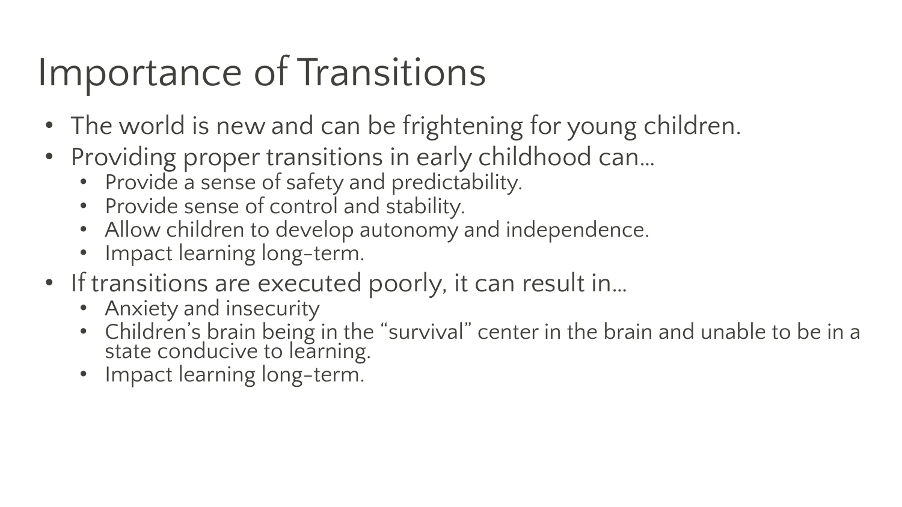# Importance of Transitions

- The world is new and can be frightening for young children.
- Providing proper transitions in early childhood can…
  - Provide a sense of safety and predictability.
  - Provide sense of control and stability.
  - Allow children to develop autonomy and independence.
  - Impact learning long-term.
- If transitions are executed poorly, it can result in…
  - Anxiety and insecurity
  - Children's brain being in the "survival" center in the brain and unable to be in a state conducive to learning.
  - Impact learning long-term.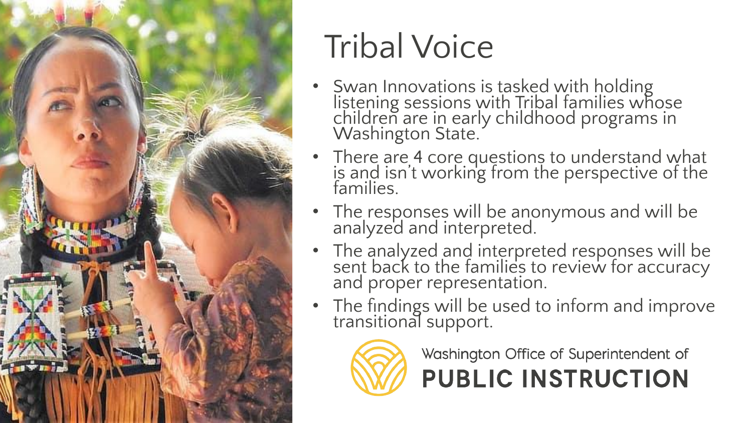# Tribal Voice

- Swan Innovations is tasked with holding listening sessions with Tribal families whose children are in early childhood programs in Washington State.
- There are 4 core questions to understand what is and isn't working from the perspective of the families.
- The responses will be anonymous and will be analyzed and interpreted.
- The analyzed and interpreted responses will be sent back to the families to review for accuracy and proper representation.
- The findings will be used to inform and improve transitional support.

Washington Office of Superintendent of **PUBLIC INSTRUCTION**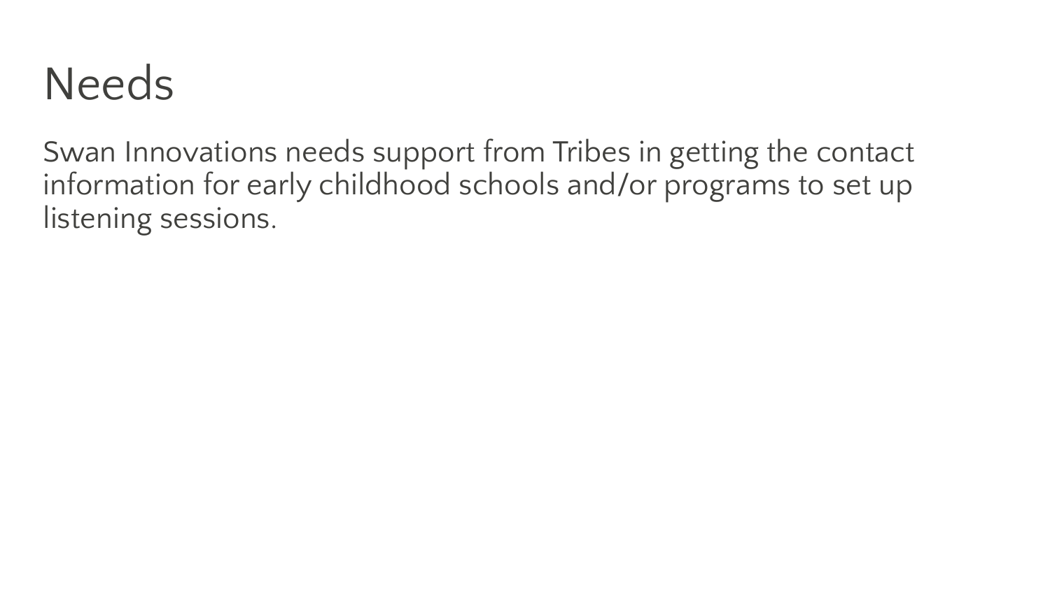# Needs

Swan Innovations needs support from Tribes in getting the contact information for early childhood schools and/or programs to set up listening sessions.